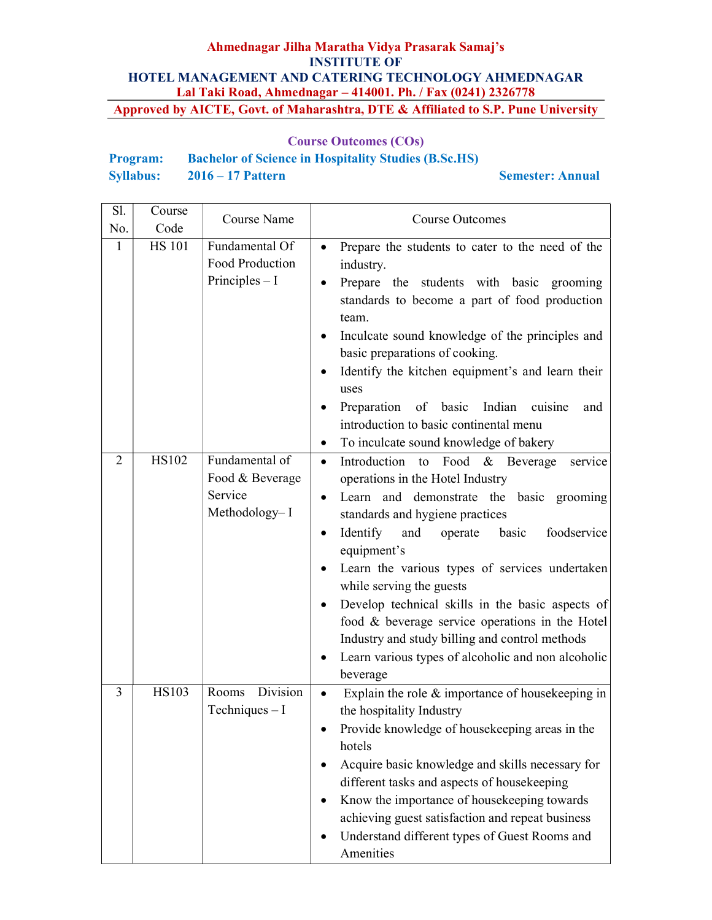**Ahmednagar Jilha Maratha Vidya Prasarak Samaj's**
**INSTITUTE OF**
**HOTEL MANAGEMENT AND CATERING TECHNOLOGY AHMEDNAGAR**
**Lal Taki Road, Ahmednagar – 414001. Ph. / Fax (0241) 2326778**
**Approved by AICTE, Govt. of Maharashtra, DTE & Affiliated to S.P. Pune University**

## Course Outcomes (COs)

**Program:** Bachelor of Science in Hospitality Studies (B.Sc.HS)
**Syllabus:** 2016 – 17 Pattern **Semester: Annual**

| Sl. No. | Course Code | Course Name | Course Outcomes |
|---|---|---|---|
| 1 | HS 101 | Fundamental Of Food Production Principles – I | • Prepare the students to cater to the need of the industry.<br>• Prepare the students with basic grooming standards to become a part of food production team.<br>• Inculcate sound knowledge of the principles and basic preparations of cooking.<br>• Identify the kitchen equipment's and learn their uses<br>• Preparation of basic Indian cuisine and introduction to basic continental menu<br>• To inculcate sound knowledge of bakery |
| 2 | HS102 | Fundamental of Food & Beverage Service Methodology– I | • Introduction to Food & Beverage service operations in the Hotel Industry<br>• Learn and demonstrate the basic grooming standards and hygiene practices<br>• Identify and operate basic foodservice equipment's<br>• Learn the various types of services undertaken while serving the guests<br>• Develop technical skills in the basic aspects of food & beverage service operations in the Hotel Industry and study billing and control methods<br>• Learn various types of alcoholic and non alcoholic beverage |
| 3 | HS103 | Rooms Division Techniques – I | • Explain the role & importance of housekeeping in the hospitality Industry<br>• Provide knowledge of housekeeping areas in the hotels<br>• Acquire basic knowledge and skills necessary for different tasks and aspects of housekeeping<br>• Know the importance of housekeeping towards achieving guest satisfaction and repeat business<br>• Understand different types of Guest Rooms and Amenities |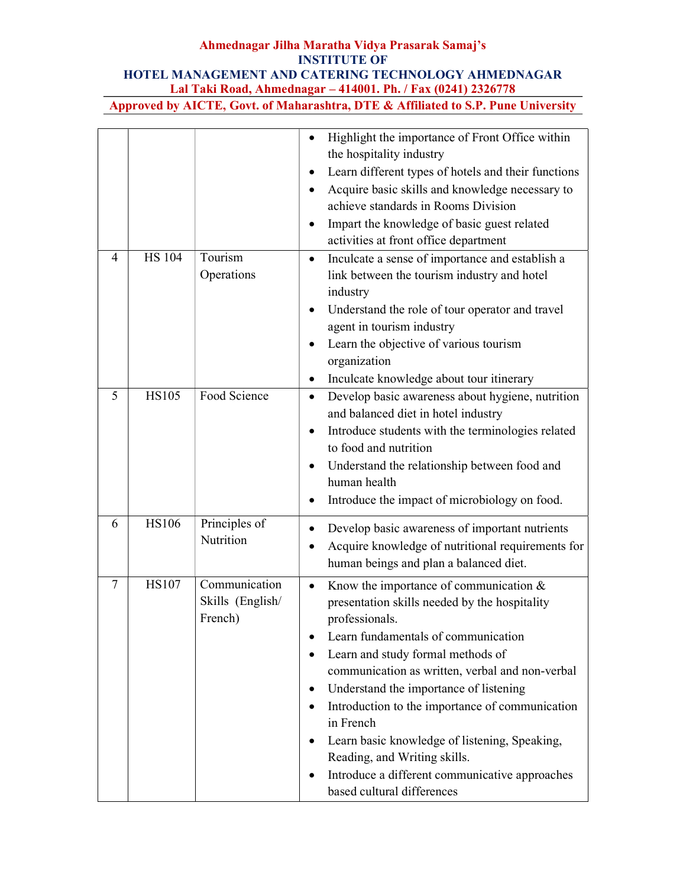| | | | |
|---|---|---|---|
| | | | • Highlight the importance of Front Office within the hospitality industry<br>• Learn different types of hotels and their functions<br>• Acquire basic skills and knowledge necessary to achieve standards in Rooms Division<br>• Impart the knowledge of basic guest related activities at front office department |
| 4 | HS 104 | Tourism Operations | • Inculcate a sense of importance and establish a link between the tourism industry and hotel industry<br>• Understand the role of tour operator and travel agent in tourism industry<br>• Learn the objective of various tourism organization<br>• Inculcate knowledge about tour itinerary |
| 5 | HS105 | Food Science | • Develop basic awareness about hygiene, nutrition and balanced diet in hotel industry<br>• Introduce students with the terminologies related to food and nutrition<br>• Understand the relationship between food and human health<br>• Introduce the impact of microbiology on food. |
| 6 | HS106 | Principles of Nutrition | • Develop basic awareness of important nutrients<br>• Acquire knowledge of nutritional requirements for human beings and plan a balanced diet. |
| 7 | HS107 | Communication Skills (English/ French) | • Know the importance of communication & presentation skills needed by the hospitality professionals.<br>• Learn fundamentals of communication<br>• Learn and study formal methods of communication as written, verbal and non-verbal<br>• Understand the importance of listening<br>• Introduction to the importance of communication in French<br>• Learn basic knowledge of listening, Speaking, Reading, and Writing skills.<br>• Introduce a different communicative approaches based cultural differences |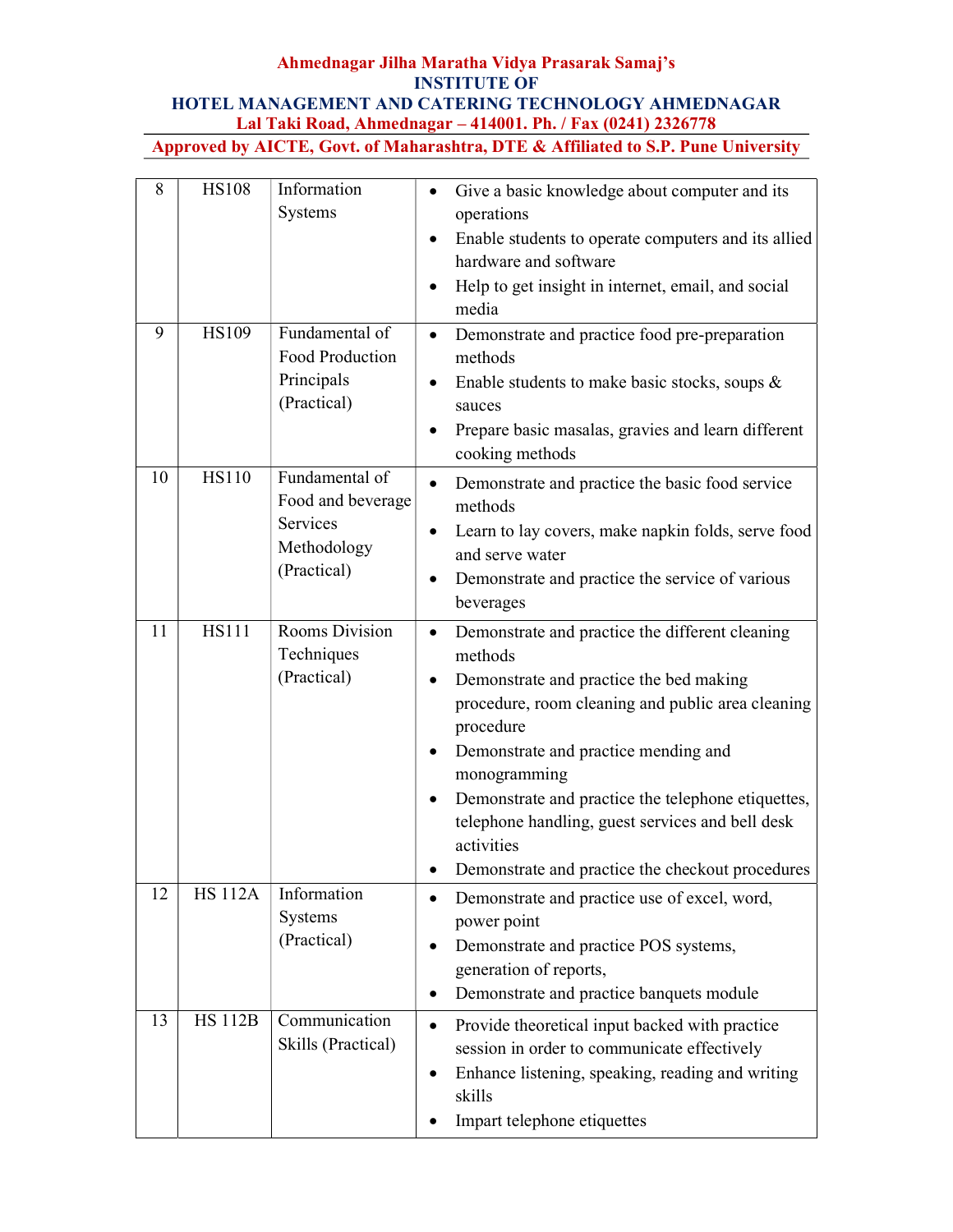| 8 | HS108 | Information Systems | • Give a basic knowledge about computer and its operations<br>• Enable students to operate computers and its allied hardware and software<br>• Help to get insight in internet, email, and social media |
|---|---|---|---|
| 9 | HS109 | Fundamental of Food Production Principals (Practical) | • Demonstrate and practice food pre-preparation methods<br>• Enable students to make basic stocks, soups & sauces<br>• Prepare basic masalas, gravies and learn different cooking methods |
| 10 | HS110 | Fundamental of Food and beverage Services Methodology (Practical) | • Demonstrate and practice the basic food service methods<br>• Learn to lay covers, make napkin folds, serve food and serve water<br>• Demonstrate and practice the service of various beverages |
| 11 | HS111 | Rooms Division Techniques (Practical) | • Demonstrate and practice the different cleaning methods<br>• Demonstrate and practice the bed making procedure, room cleaning and public area cleaning procedure<br>• Demonstrate and practice mending and monogramming<br>• Demonstrate and practice the telephone etiquettes, telephone handling, guest services and bell desk activities<br>• Demonstrate and practice the checkout procedures |
| 12 | HS 112A | Information Systems (Practical) | • Demonstrate and practice use of excel, word, power point<br>• Demonstrate and practice POS systems, generation of reports,<br>• Demonstrate and practice banquets module |
| 13 | HS 112B | Communication Skills (Practical) | • Provide theoretical input backed with practice session in order to communicate effectively<br>• Enhance listening, speaking, reading and writing skills<br>• Impart telephone etiquettes |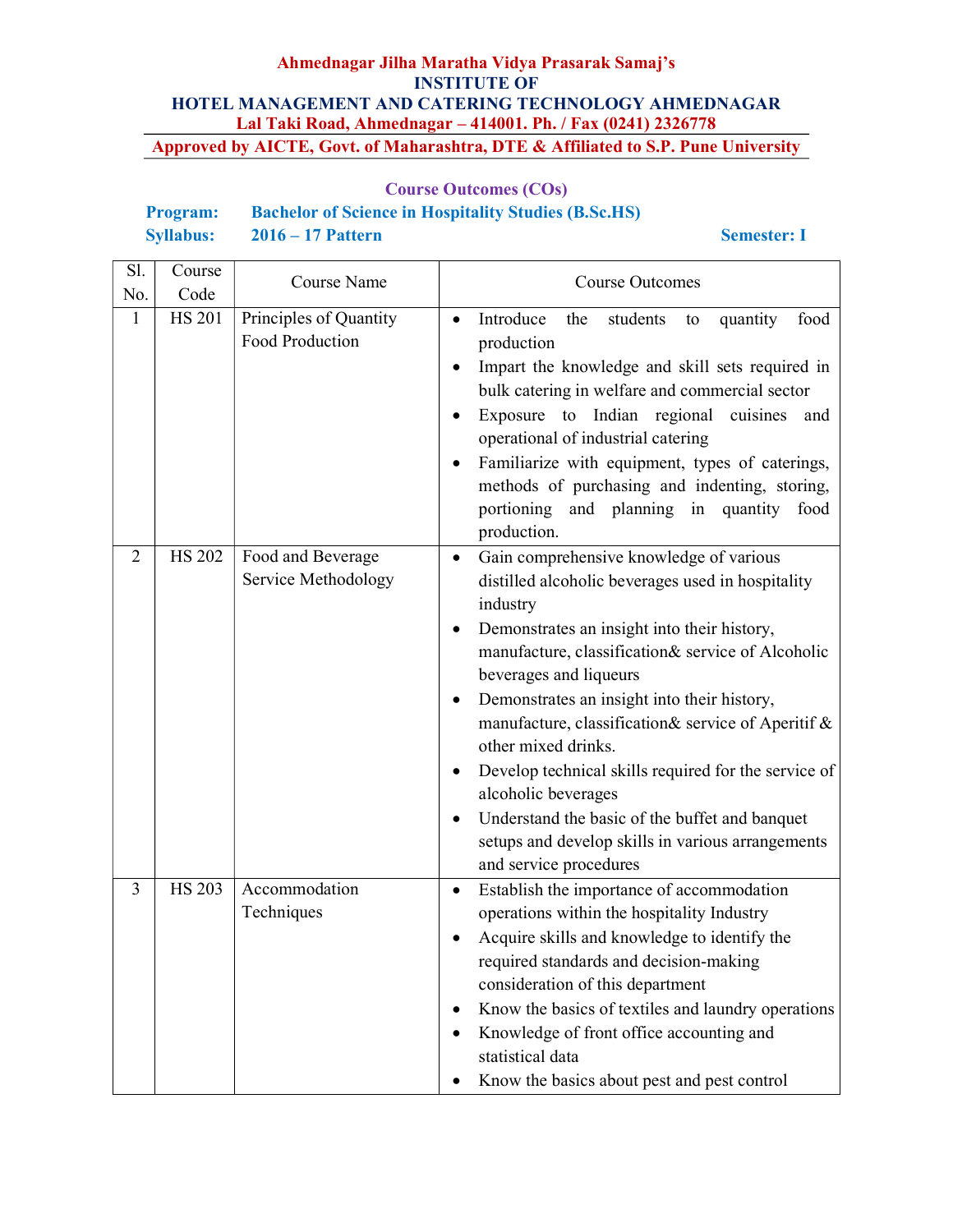**Ahmednagar Jilha Maratha Vidya Prasarak Samaj's**
**INSTITUTE OF**
**HOTEL MANAGEMENT AND CATERING TECHNOLOGY AHMEDNAGAR**
**Lal Taki Road, Ahmednagar – 414001. Ph. / Fax (0241) 2326778**
**Approved by AICTE, Govt. of Maharashtra, DTE & Affiliated to S.P. Pune University**

## Course Outcomes (COs)

**Program:** Bachelor of Science in Hospitality Studies (B.Sc.HS)
**Syllabus:** 2016 – 17 Pattern **Semester: I**

| Sl. No. | Course Code | Course Name | Course Outcomes |
|---|---|---|---|
| 1 | HS 201 | Principles of Quantity Food Production | • Introduce the students to quantity food production<br>• Impart the knowledge and skill sets required in bulk catering in welfare and commercial sector<br>• Exposure to Indian regional cuisines and operational of industrial catering<br>• Familiarize with equipment, types of caterings, methods of purchasing and indenting, storing, portioning and planning in quantity food production. |
| 2 | HS 202 | Food and Beverage Service Methodology | • Gain comprehensive knowledge of various distilled alcoholic beverages used in hospitality industry<br>• Demonstrates an insight into their history, manufacture, classification& service of Alcoholic beverages and liqueurs<br>• Demonstrates an insight into their history, manufacture, classification& service of Aperitif & other mixed drinks.<br>• Develop technical skills required for the service of alcoholic beverages<br>• Understand the basic of the buffet and banquet setups and develop skills in various arrangements and service procedures |
| 3 | HS 203 | Accommodation Techniques | • Establish the importance of accommodation operations within the hospitality Industry<br>• Acquire skills and knowledge to identify the required standards and decision-making consideration of this department<br>• Know the basics of textiles and laundry operations<br>• Knowledge of front office accounting and statistical data<br>• Know the basics about pest and pest control |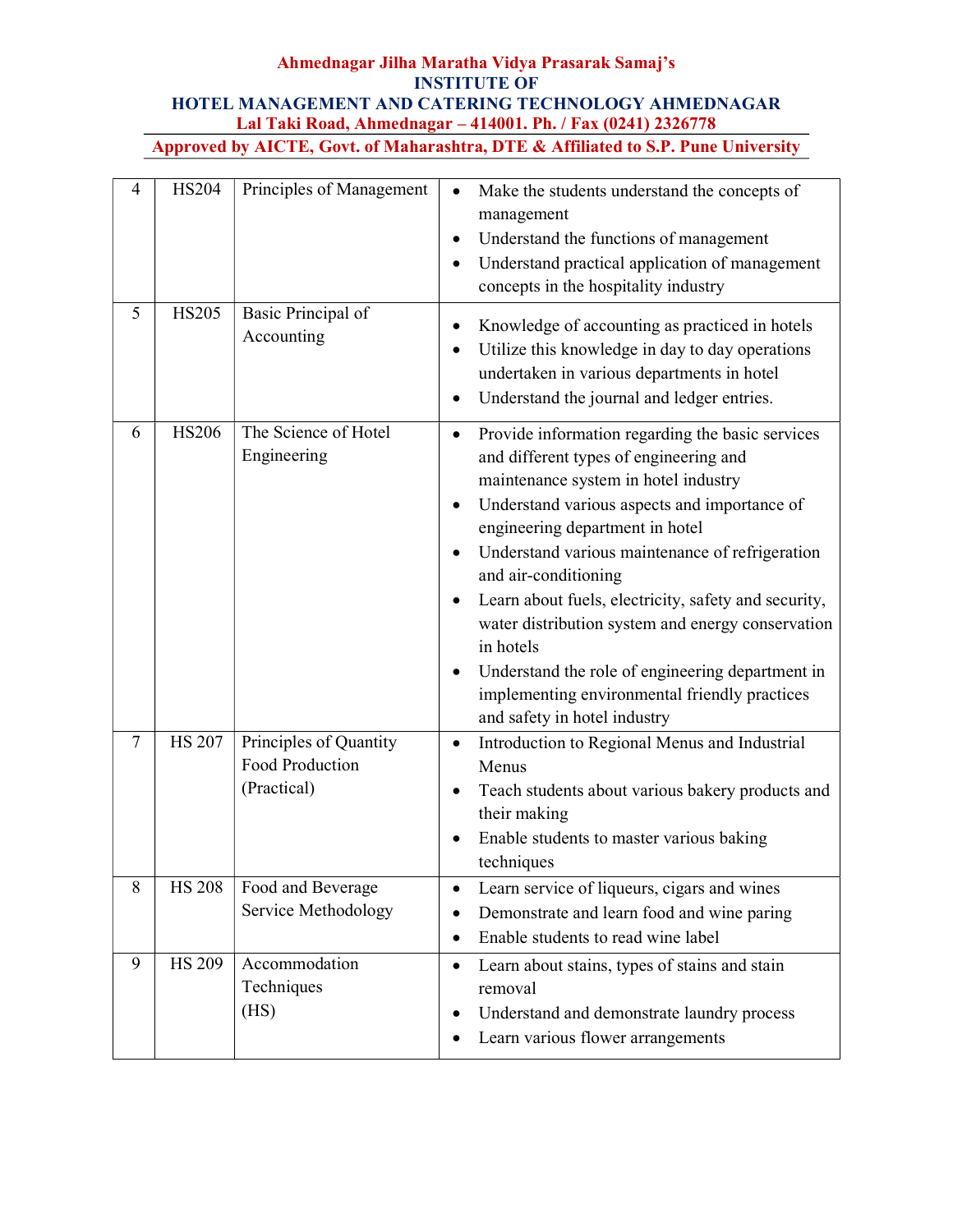**Ahmednagar Jilha Maratha Vidya Prasarak Samaj's**
**INSTITUTE OF**
**HOTEL MANAGEMENT AND CATERING TECHNOLOGY AHMEDNAGAR**
**Lal Taki Road, Ahmednagar – 414001. Ph. / Fax (0241) 2326778**
**Approved by AICTE, Govt. of Maharashtra, DTE & Affiliated to S.P. Pune University**

| | | | |
|---|---|---|---|
| 4 | HS204 | Principles of Management | • Make the students understand the concepts of management<br>• Understand the functions of management<br>• Understand practical application of management concepts in the hospitality industry |
| 5 | HS205 | Basic Principal of Accounting | • Knowledge of accounting as practiced in hotels<br>• Utilize this knowledge in day to day operations undertaken in various departments in hotel<br>• Understand the journal and ledger entries. |
| 6 | HS206 | The Science of Hotel Engineering | • Provide information regarding the basic services and different types of engineering and maintenance system in hotel industry<br>• Understand various aspects and importance of engineering department in hotel<br>• Understand various maintenance of refrigeration and air-conditioning<br>• Learn about fuels, electricity, safety and security, water distribution system and energy conservation in hotels<br>• Understand the role of engineering department in implementing environmental friendly practices and safety in hotel industry |
| 7 | HS 207 | Principles of Quantity Food Production (Practical) | • Introduction to Regional Menus and Industrial Menus<br>• Teach students about various bakery products and their making<br>• Enable students to master various baking techniques |
| 8 | HS 208 | Food and Beverage Service Methodology | • Learn service of liqueurs, cigars and wines<br>• Demonstrate and learn food and wine paring<br>• Enable students to read wine label |
| 9 | HS 209 | Accommodation Techniques (HS) | • Learn about stains, types of stains and stain removal<br>• Understand and demonstrate laundry process<br>• Learn various flower arrangements |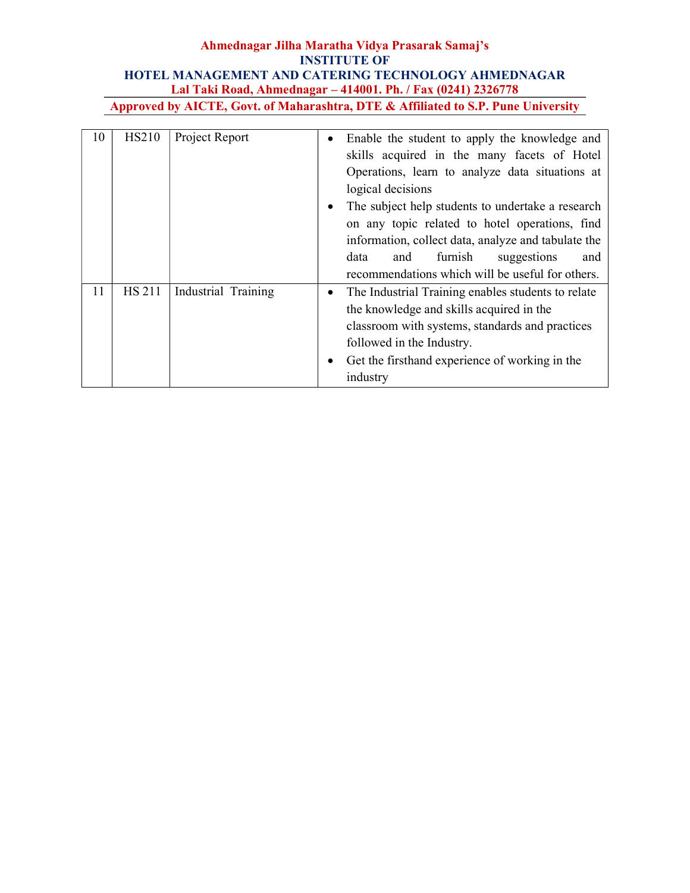| 10 | HS210 | Project Report | • Enable the student to apply the knowledge and skills acquired in the many facets of Hotel Operations, learn to analyze data situations at logical decisions<br>• The subject help students to undertake a research on any topic related to hotel operations, find information, collect data, analyze and tabulate the data and furnish suggestions and recommendations which will be useful for others. |
|---|---|---|---|
| 11 | HS 211 | Industrial Training | • The Industrial Training enables students to relate the knowledge and skills acquired in the classroom with systems, standards and practices followed in the Industry.<br>• Get the firsthand experience of working in the industry |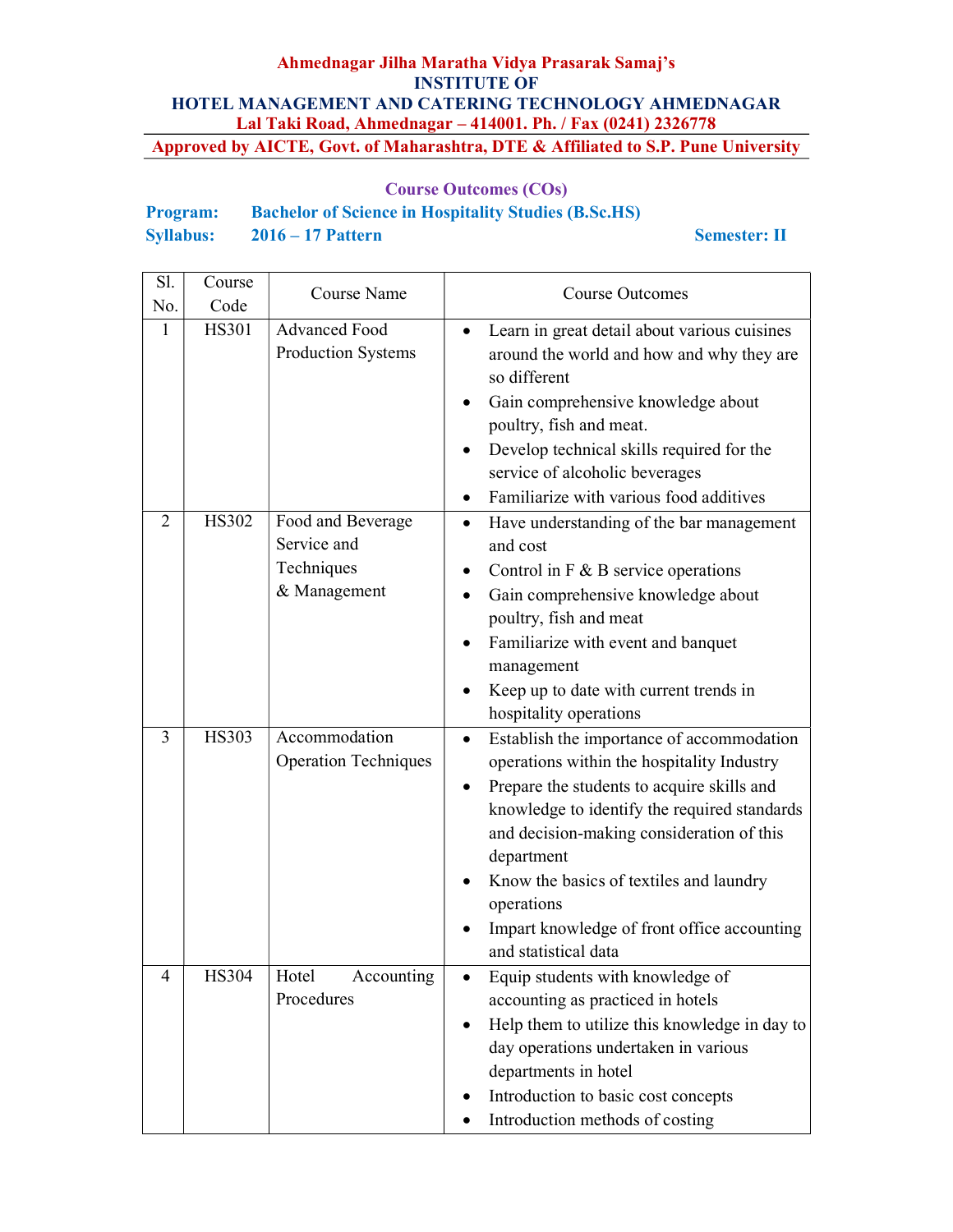**Ahmednagar Jilha Maratha Vidya Prasarak Samaj's**
**INSTITUTE OF**
**HOTEL MANAGEMENT AND CATERING TECHNOLOGY AHMEDNAGAR**
**Lal Taki Road, Ahmednagar – 414001. Ph. / Fax (0241) 2326778**

**Approved by AICTE, Govt. of Maharashtra, DTE & Affiliated to S.P. Pune University**

## Course Outcomes (COs)

**Program:** **Bachelor of Science in Hospitality Studies (B.Sc.HS)**
**Syllabus:** **2016 – 17 Pattern** **Semester: II**

| Sl. No. | Course Code | Course Name | Course Outcomes |
|---|---|---|---|
| 1 | HS301 | Advanced Food Production Systems | • Learn in great detail about various cuisines around the world and how and why they are so different<br>• Gain comprehensive knowledge about poultry, fish and meat.<br>• Develop technical skills required for the service of alcoholic beverages<br>• Familiarize with various food additives |
| 2 | HS302 | Food and Beverage Service and Techniques & Management | • Have understanding of the bar management and cost<br>• Control in F & B service operations<br>• Gain comprehensive knowledge about poultry, fish and meat<br>• Familiarize with event and banquet management<br>• Keep up to date with current trends in hospitality operations |
| 3 | HS303 | Accommodation Operation Techniques | • Establish the importance of accommodation operations within the hospitality Industry<br>• Prepare the students to acquire skills and knowledge to identify the required standards and decision-making consideration of this department<br>• Know the basics of textiles and laundry operations<br>• Impart knowledge of front office accounting and statistical data |
| 4 | HS304 | Hotel Accounting Procedures | • Equip students with knowledge of accounting as practiced in hotels<br>• Help them to utilize this knowledge in day to day operations undertaken in various departments in hotel<br>• Introduction to basic cost concepts<br>• Introduction methods of costing |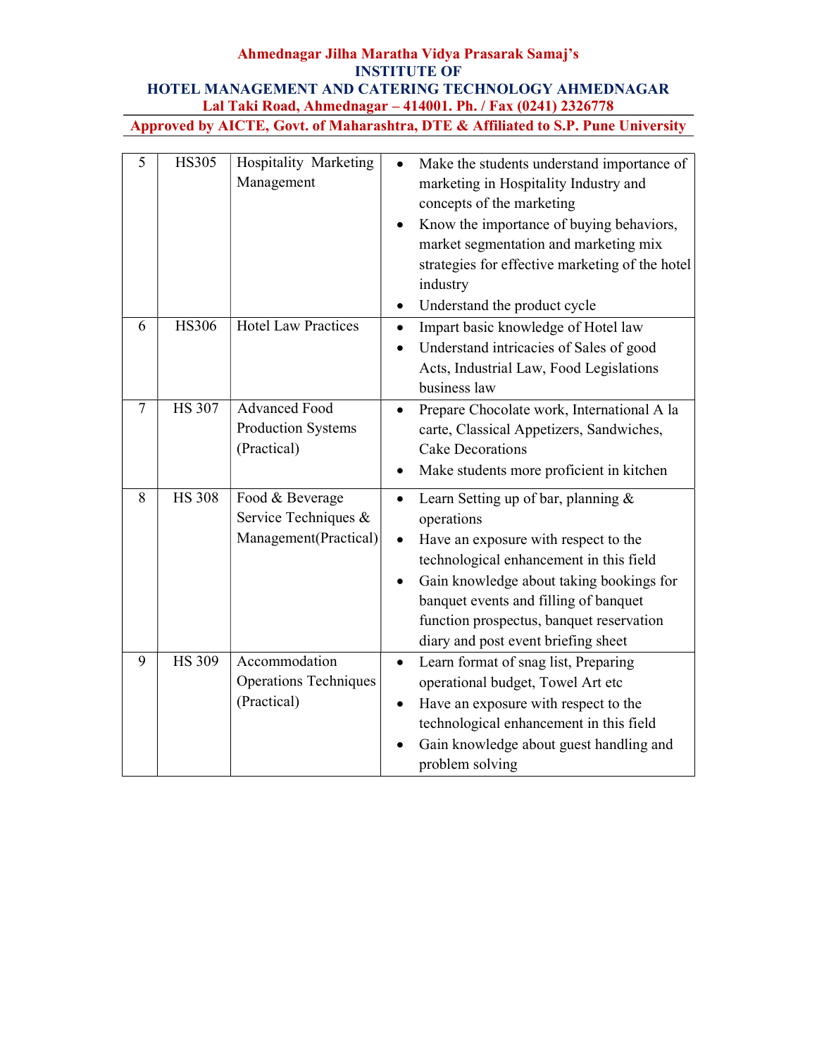| 5 | HS305 | Hospitality Marketing Management | • Make the students understand importance of marketing in Hospitality Industry and concepts of the marketing<br>• Know the importance of buying behaviors, market segmentation and marketing mix strategies for effective marketing of the hotel industry<br>• Understand the product cycle |
|---|---|---|---|
| 6 | HS306 | Hotel Law Practices | • Impart basic knowledge of Hotel law<br>• Understand intricacies of Sales of good Acts, Industrial Law, Food Legislations business law |
| 7 | HS 307 | Advanced Food Production Systems (Practical) | • Prepare Chocolate work, International A la carte, Classical Appetizers, Sandwiches, Cake Decorations<br>• Make students more proficient in kitchen |
| 8 | HS 308 | Food & Beverage Service Techniques & Management(Practical) | • Learn Setting up of bar, planning & operations<br>• Have an exposure with respect to the technological enhancement in this field<br>• Gain knowledge about taking bookings for banquet events and filling of banquet function prospectus, banquet reservation diary and post event briefing sheet |
| 9 | HS 309 | Accommodation Operations Techniques (Practical) | • Learn format of snag list, Preparing operational budget, Towel Art etc<br>• Have an exposure with respect to the technological enhancement in this field<br>• Gain knowledge about guest handling and problem solving |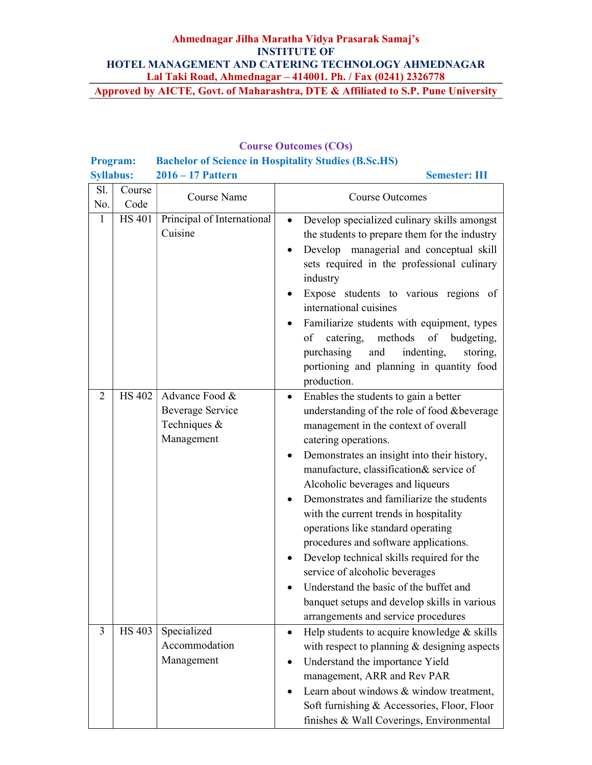**Ahmednagar Jilha Maratha Vidya Prasarak Samaj's**
**INSTITUTE OF**
**HOTEL MANAGEMENT AND CATERING TECHNOLOGY AHMEDNAGAR**
**Lal Taki Road, Ahmednagar – 414001. Ph. / Fax (0241) 2326778**
**Approved by AICTE, Govt. of Maharashtra, DTE & Affiliated to S.P. Pune University**

## Course Outcomes (COs)

**Program:** **Bachelor of Science in Hospitality Studies (B.Sc.HS)**
**Syllabus:** **2016 – 17 Pattern** **Semester: III**

| Sl. No. | Course Code | Course Name | Course Outcomes |
|---|---|---|---|
| 1 | HS 401 | Principal of International Cuisine | • Develop specialized culinary skills amongst the students to prepare them for the industry<br>• Develop managerial and conceptual skill sets required in the professional culinary industry<br>• Expose students to various regions of international cuisines<br>• Familiarize students with equipment, types of catering, methods of budgeting, purchasing and indenting, storing, portioning and planning in quantity food production. |
| 2 | HS 402 | Advance Food & Beverage Service Techniques & Management | • Enables the students to gain a better understanding of the role of food &beverage management in the context of overall catering operations.<br>• Demonstrates an insight into their history, manufacture, classification& service of Alcoholic beverages and liqueurs<br>• Demonstrates and familiarize the students with the current trends in hospitality operations like standard operating procedures and software applications.<br>• Develop technical skills required for the service of alcoholic beverages<br>• Understand the basic of the buffet and banquet setups and develop skills in various arrangements and service procedures |
| 3 | HS 403 | Specialized Accommodation Management | • Help students to acquire knowledge & skills with respect to planning & designing aspects<br>• Understand the importance Yield management, ARR and Rev PAR<br>• Learn about windows & window treatment, Soft furnishing & Accessories, Floor, Floor finishes & Wall Coverings, Environmental |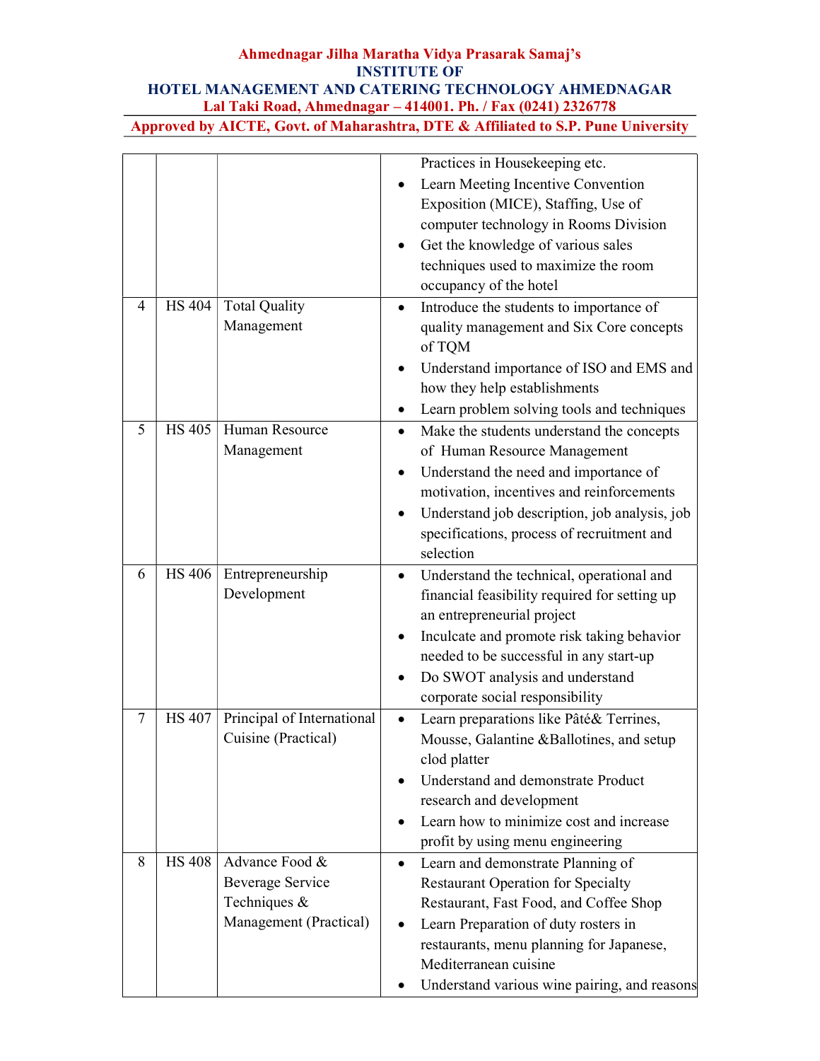| | | | |
|---|---|---|---|
| | | | Practices in Housekeeping etc. <br> • Learn Meeting Incentive Convention Exposition (MICE), Staffing, Use of computer technology in Rooms Division <br> • Get the knowledge of various sales techniques used to maximize the room occupancy of the hotel |
| 4 | HS 404 | Total Quality Management | • Introduce the students to importance of quality management and Six Core concepts of TQM <br> • Understand importance of ISO and EMS and how they help establishments <br> • Learn problem solving tools and techniques |
| 5 | HS 405 | Human Resource Management | • Make the students understand the concepts of Human Resource Management <br> • Understand the need and importance of motivation, incentives and reinforcements <br> • Understand job description, job analysis, job specifications, process of recruitment and selection |
| 6 | HS 406 | Entrepreneurship Development | • Understand the technical, operational and financial feasibility required for setting up an entrepreneurial project <br> • Inculcate and promote risk taking behavior needed to be successful in any start-up <br> • Do SWOT analysis and understand corporate social responsibility |
| 7 | HS 407 | Principal of International Cuisine (Practical) | • Learn preparations like Pâté& Terrines, Mousse, Galantine &Ballotines, and setup clod platter <br> • Understand and demonstrate Product research and development <br> • Learn how to minimize cost and increase profit by using menu engineering |
| 8 | HS 408 | Advance Food & Beverage Service Techniques & Management (Practical) | • Learn and demonstrate Planning of Restaurant Operation for Specialty Restaurant, Fast Food, and Coffee Shop <br> • Learn Preparation of duty rosters in restaurants, menu planning for Japanese, Mediterranean cuisine <br> • Understand various wine pairing, and reasons |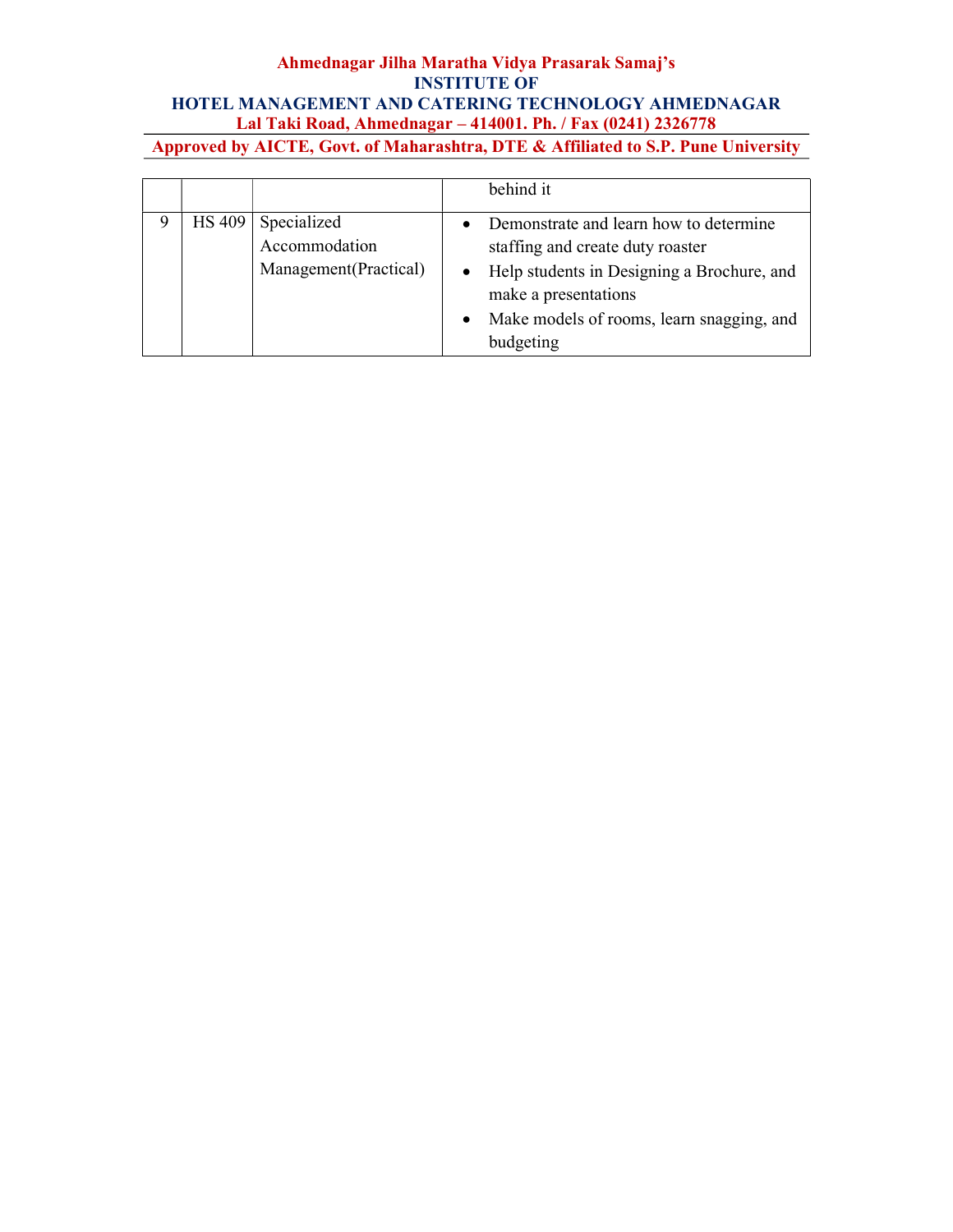| | | | |
|---|---|---|---|
| | | | behind it |
| 9 | HS 409 | Specialized Accommodation Management(Practical) | • Demonstrate and learn how to determine staffing and create duty roaster<br>• Help students in Designing a Brochure, and make a presentations<br>• Make models of rooms, learn snagging, and budgeting |